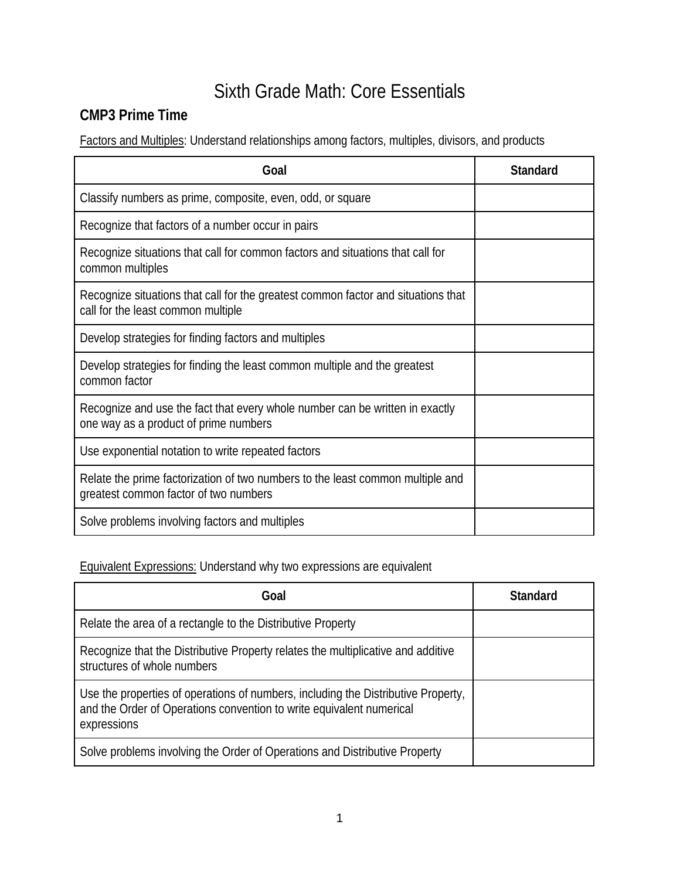# Sixth Grade Math: Core Essentials

## CMP3 Prime Time

Factors and Multiples: Understand relationships among factors, multiples, divisors, and products

| Goal | Standard |
|---|---|
| Classify numbers as prime, composite, even, odd, or square | |
| Recognize that factors of a number occur in pairs | |
| Recognize situations that call for common factors and situations that call for common multiples | |
| Recognize situations that call for the greatest common factor and situations that call for the least common multiple | |
| Develop strategies for finding factors and multiples | |
| Develop strategies for finding the least common multiple and the greatest common factor | |
| Recognize and use the fact that every whole number can be written in exactly one way as a product of prime numbers | |
| Use exponential notation to write repeated factors | |
| Relate the prime factorization of two numbers to the least common multiple and greatest common factor of two numbers | |
| Solve problems involving factors and multiples | |

Equivalent Expressions: Understand why two expressions are equivalent

| Goal | Standard |
|---|---|
| Relate the area of a rectangle to the Distributive Property | |
| Recognize that the Distributive Property relates the multiplicative and additive structures of whole numbers | |
| Use the properties of operations of numbers, including the Distributive Property, and the Order of Operations convention to write equivalent numerical expressions | |
| Solve problems involving the Order of Operations and Distributive Property | |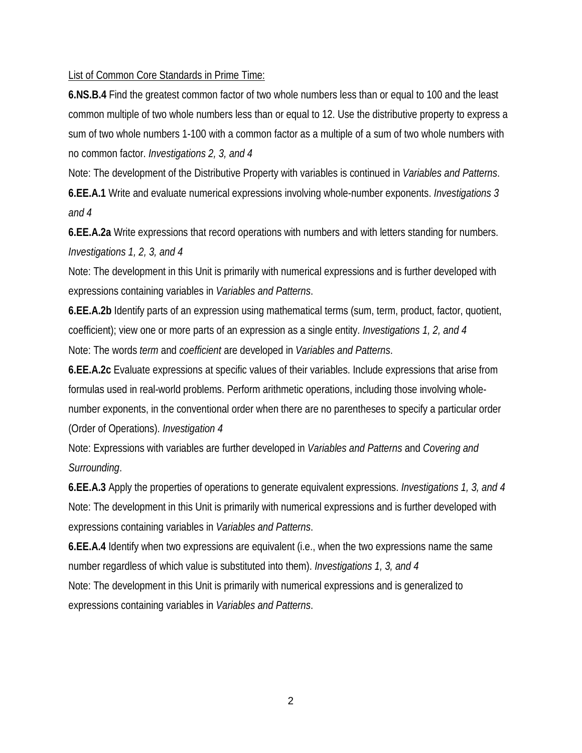<u>List of Common Core Standards in Prime Time:</u>

**6.NS.B.4** Find the greatest common factor of two whole numbers less than or equal to 100 and the least common multiple of two whole numbers less than or equal to 12. Use the distributive property to express a sum of two whole numbers 1-100 with a common factor as a multiple of a sum of two whole numbers with no common factor. *Investigations 2, 3, and 4*

Note: The development of the Distributive Property with variables is continued in *Variables and Patterns*.

**6.EE.A.1** Write and evaluate numerical expressions involving whole-number exponents. *Investigations 3 and 4*

**6.EE.A.2a** Write expressions that record operations with numbers and with letters standing for numbers. *Investigations 1, 2, 3, and 4*

Note: The development in this Unit is primarily with numerical expressions and is further developed with expressions containing variables in *Variables and Patterns*.

**6.EE.A.2b** Identify parts of an expression using mathematical terms (sum, term, product, factor, quotient, coefficient); view one or more parts of an expression as a single entity. *Investigations 1, 2, and 4*

Note: The words *term* and *coefficient* are developed in *Variables and Patterns*.

**6.EE.A.2c** Evaluate expressions at specific values of their variables. Include expressions that arise from formulas used in real-world problems. Perform arithmetic operations, including those involving whole-number exponents, in the conventional order when there are no parentheses to specify a particular order (Order of Operations). *Investigation 4*

Note: Expressions with variables are further developed in *Variables and Patterns* and *Covering and Surrounding*.

**6.EE.A.3** Apply the properties of operations to generate equivalent expressions. *Investigations 1, 3, and 4*

Note: The development in this Unit is primarily with numerical expressions and is further developed with expressions containing variables in *Variables and Patterns*.

**6.EE.A.4** Identify when two expressions are equivalent (i.e., when the two expressions name the same number regardless of which value is substituted into them). *Investigations 1, 3, and 4*

Note: The development in this Unit is primarily with numerical expressions and is generalized to expressions containing variables in *Variables and Patterns*.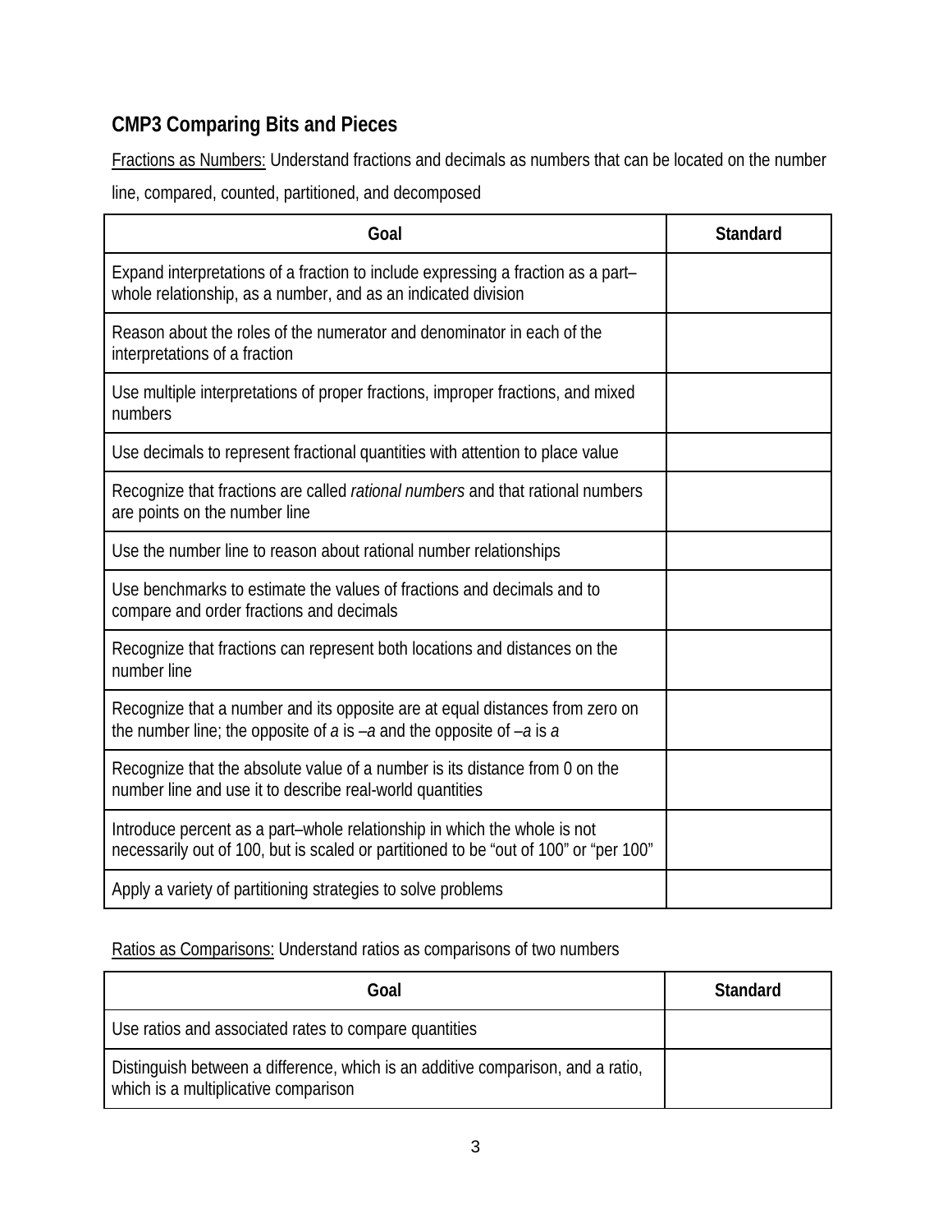## CMP3 Comparing Bits and Pieces

<u>Fractions as Numbers:</u> Understand fractions and decimals as numbers that can be located on the number line, compared, counted, partitioned, and decomposed

| Goal | Standard |
| --- | --- |
| Expand interpretations of a fraction to include expressing a fraction as a part–whole relationship, as a number, and as an indicated division | |
| Reason about the roles of the numerator and denominator in each of the interpretations of a fraction | |
| Use multiple interpretations of proper fractions, improper fractions, and mixed numbers | |
| Use decimals to represent fractional quantities with attention to place value | |
| Recognize that fractions are called *rational numbers* and that rational numbers are points on the number line | |
| Use the number line to reason about rational number relationships | |
| Use benchmarks to estimate the values of fractions and decimals and to compare and order fractions and decimals | |
| Recognize that fractions can represent both locations and distances on the number line | |
| Recognize that a number and its opposite are at equal distances from zero on the number line; the opposite of $a$ is $-a$ and the opposite of $-a$ is $a$ | |
| Recognize that the absolute value of a number is its distance from 0 on the number line and use it to describe real-world quantities | |
| Introduce percent as a part–whole relationship in which the whole is not necessarily out of 100, but is scaled or partitioned to be "out of 100" or "per 100" | |
| Apply a variety of partitioning strategies to solve problems | |

<u>Ratios as Comparisons:</u> Understand ratios as comparisons of two numbers

| Goal | Standard |
| --- | --- |
| Use ratios and associated rates to compare quantities | |
| Distinguish between a difference, which is an additive comparison, and a ratio, which is a multiplicative comparison | |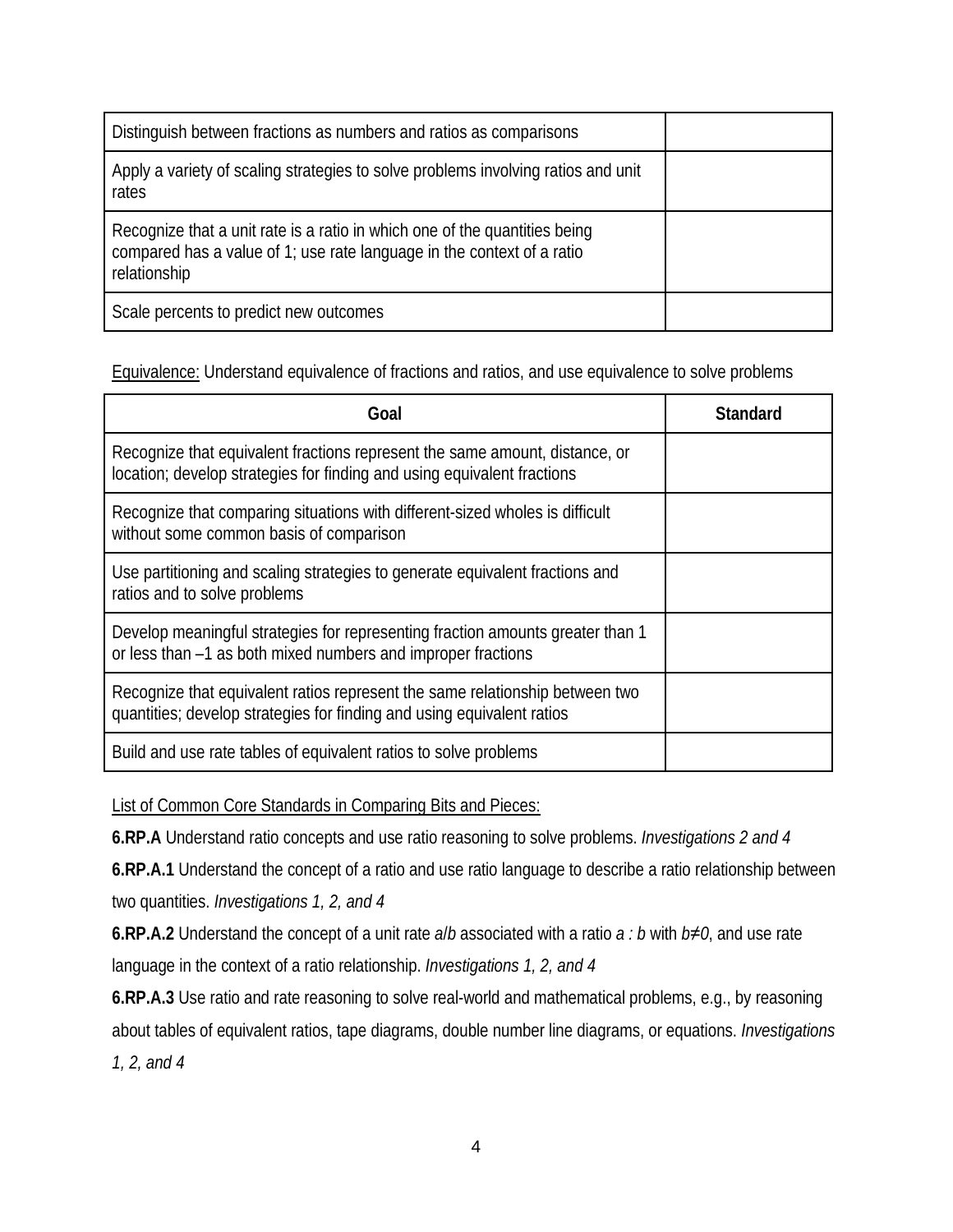| Distinguish between fractions as numbers and ratios as comparisons | |
| --- | --- |
| Apply a variety of scaling strategies to solve problems involving ratios and unit rates | |
| Recognize that a unit rate is a ratio in which one of the quantities being compared has a value of 1; use rate language in the context of a ratio relationship | |
| Scale percents to predict new outcomes | |

Equivalence: Understand equivalence of fractions and ratios, and use equivalence to solve problems

| Goal | Standard |
| --- | --- |
| Recognize that equivalent fractions represent the same amount, distance, or location; develop strategies for finding and using equivalent fractions | |
| Recognize that comparing situations with different-sized wholes is difficult without some common basis of comparison | |
| Use partitioning and scaling strategies to generate equivalent fractions and ratios and to solve problems | |
| Develop meaningful strategies for representing fraction amounts greater than 1 or less than –1 as both mixed numbers and improper fractions | |
| Recognize that equivalent ratios represent the same relationship between two quantities; develop strategies for finding and using equivalent ratios | |
| Build and use rate tables of equivalent ratios to solve problems | |

List of Common Core Standards in Comparing Bits and Pieces:

**6.RP.A** Understand ratio concepts and use ratio reasoning to solve problems. *Investigations 2 and 4*

**6.RP.A.1** Understand the concept of a ratio and use ratio language to describe a ratio relationship between two quantities. *Investigations 1, 2, and 4*

**6.RP.A.2** Understand the concept of a unit rate $a/b$ associated with a ratio $a : b$ with $b \neq 0$, and use rate language in the context of a ratio relationship. *Investigations 1, 2, and 4*

**6.RP.A.3** Use ratio and rate reasoning to solve real-world and mathematical problems, e.g., by reasoning about tables of equivalent ratios, tape diagrams, double number line diagrams, or equations. *Investigations 1, 2, and 4*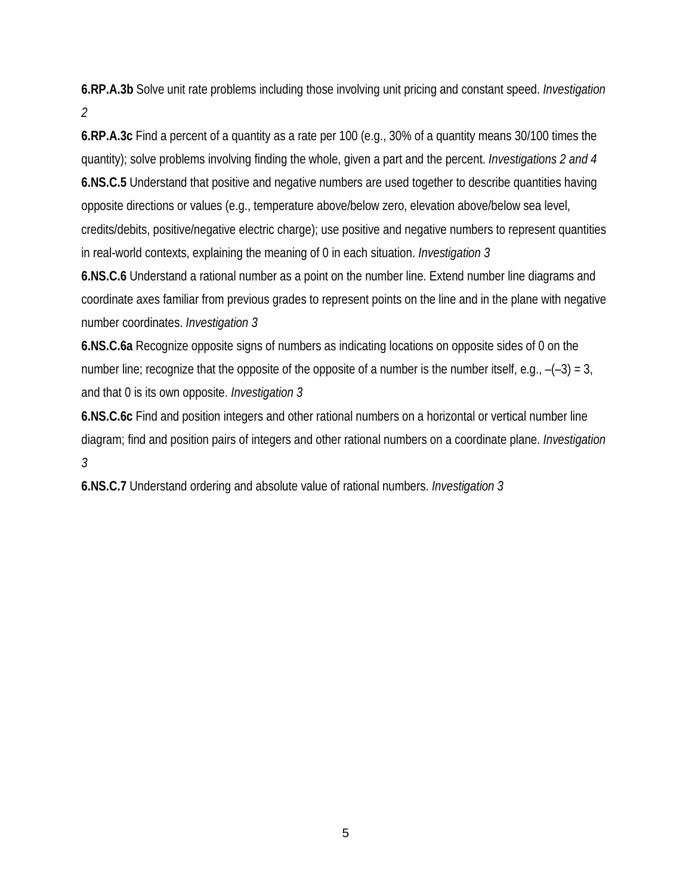**6.RP.A.3b** Solve unit rate problems including those involving unit pricing and constant speed. *Investigation 2*

**6.RP.A.3c** Find a percent of a quantity as a rate per 100 (e.g., 30% of a quantity means 30/100 times the quantity); solve problems involving finding the whole, given a part and the percent. *Investigations 2 and 4*

**6.NS.C.5** Understand that positive and negative numbers are used together to describe quantities having opposite directions or values (e.g., temperature above/below zero, elevation above/below sea level, credits/debits, positive/negative electric charge); use positive and negative numbers to represent quantities in real-world contexts, explaining the meaning of 0 in each situation. *Investigation 3*

**6.NS.C.6** Understand a rational number as a point on the number line. Extend number line diagrams and coordinate axes familiar from previous grades to represent points on the line and in the plane with negative number coordinates. *Investigation 3*

**6.NS.C.6a** Recognize opposite signs of numbers as indicating locations on opposite sides of 0 on the number line; recognize that the opposite of the opposite of a number is the number itself, e.g., –(–3) = 3, and that 0 is its own opposite. *Investigation 3*

**6.NS.C.6c** Find and position integers and other rational numbers on a horizontal or vertical number line diagram; find and position pairs of integers and other rational numbers on a coordinate plane. *Investigation 3*

**6.NS.C.7** Understand ordering and absolute value of rational numbers. *Investigation 3*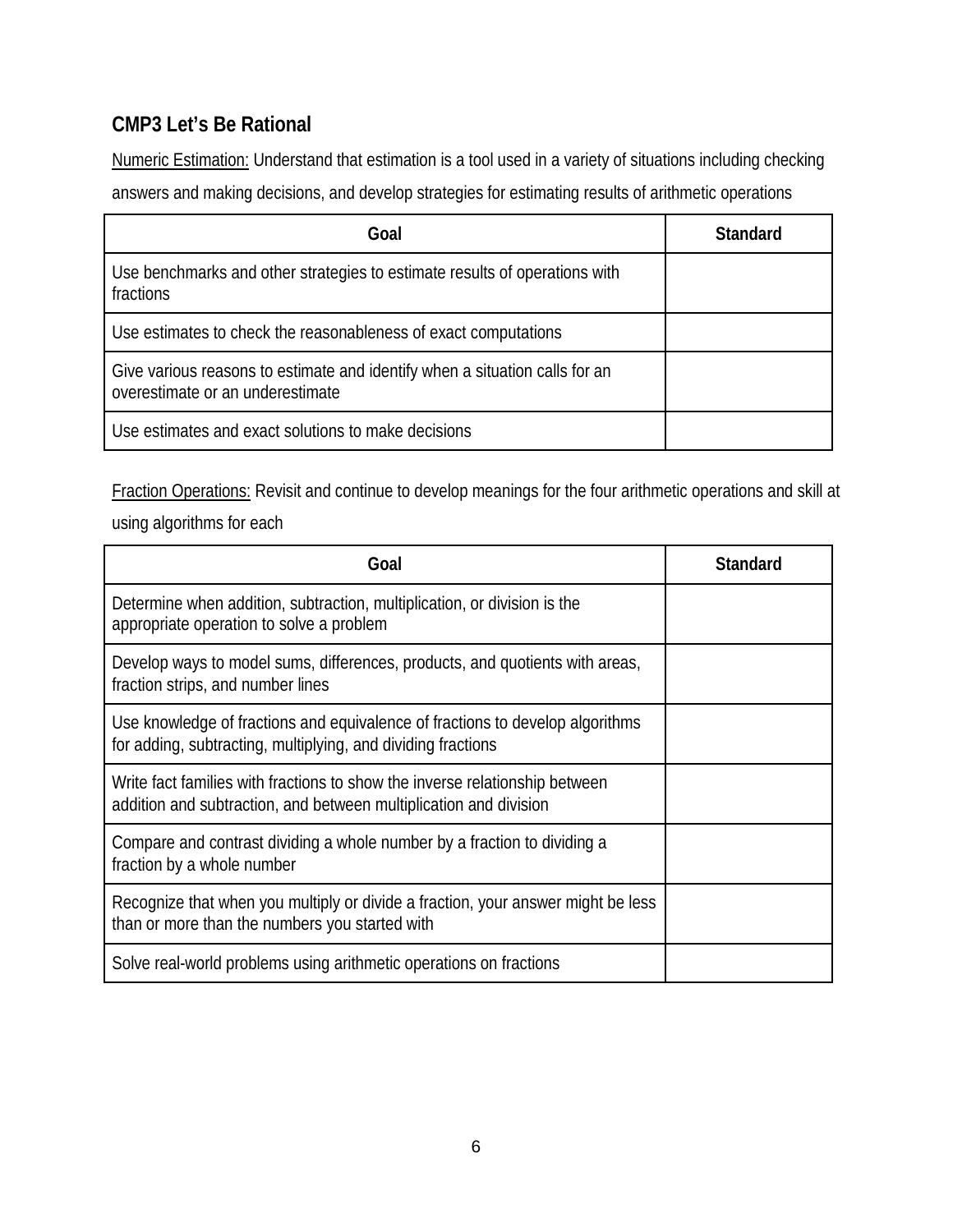## CMP3 Let's Be Rational

Numeric Estimation: Understand that estimation is a tool used in a variety of situations including checking answers and making decisions, and develop strategies for estimating results of arithmetic operations

| Goal | Standard |
| --- | --- |
| Use benchmarks and other strategies to estimate results of operations with fractions | |
| Use estimates to check the reasonableness of exact computations | |
| Give various reasons to estimate and identify when a situation calls for an overestimate or an underestimate | |
| Use estimates and exact solutions to make decisions | |

Fraction Operations: Revisit and continue to develop meanings for the four arithmetic operations and skill at using algorithms for each

| Goal | Standard |
| --- | --- |
| Determine when addition, subtraction, multiplication, or division is the appropriate operation to solve a problem | |
| Develop ways to model sums, differences, products, and quotients with areas, fraction strips, and number lines | |
| Use knowledge of fractions and equivalence of fractions to develop algorithms for adding, subtracting, multiplying, and dividing fractions | |
| Write fact families with fractions to show the inverse relationship between addition and subtraction, and between multiplication and division | |
| Compare and contrast dividing a whole number by a fraction to dividing a fraction by a whole number | |
| Recognize that when you multiply or divide a fraction, your answer might be less than or more than the numbers you started with | |
| Solve real-world problems using arithmetic operations on fractions | |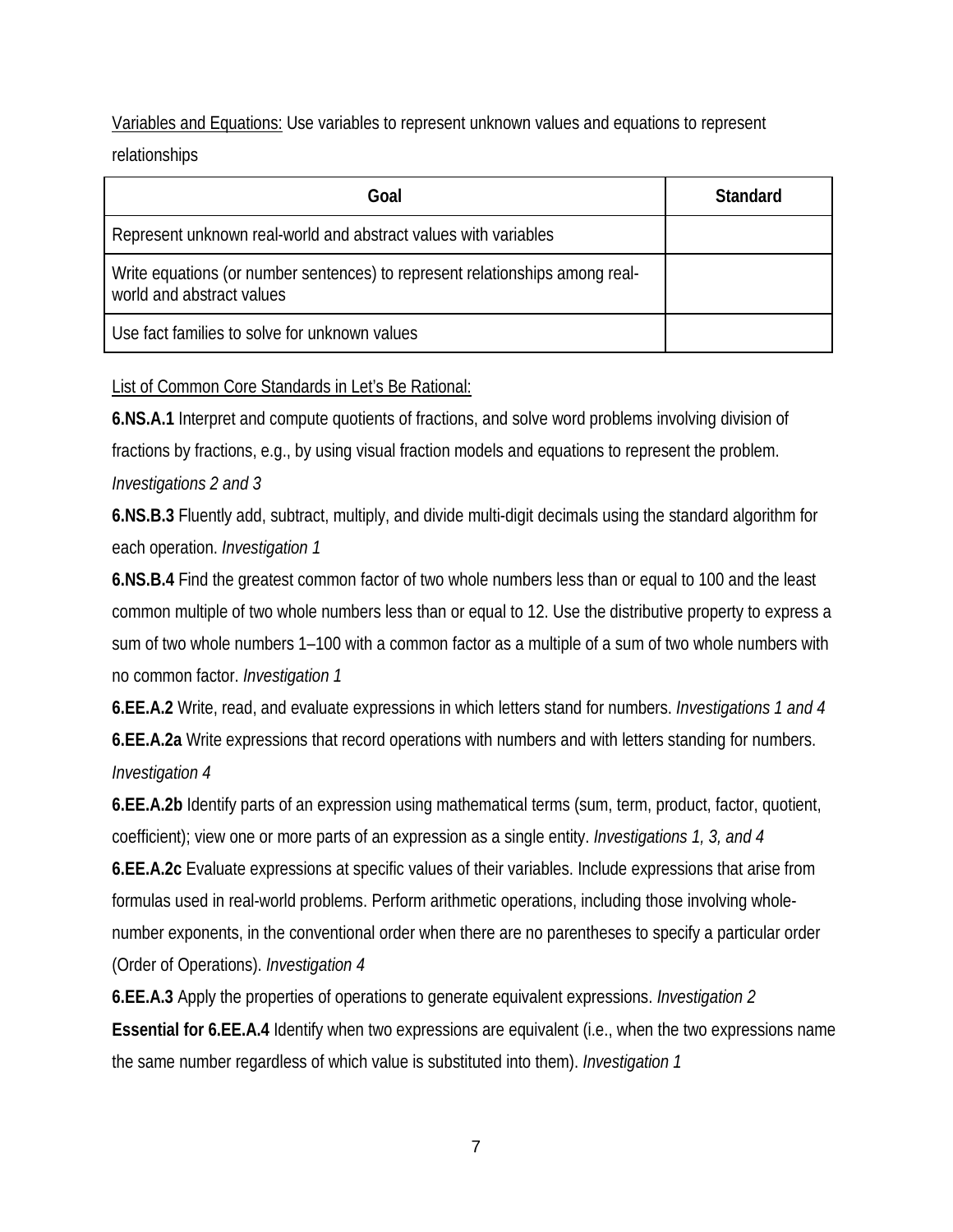<u>Variables and Equations:</u> Use variables to represent unknown values and equations to represent relationships

| Goal | Standard |
|---|---|
| Represent unknown real-world and abstract values with variables | |
| Write equations (or number sentences) to represent relationships among real-world and abstract values | |
| Use fact families to solve for unknown values | |

<u>List of Common Core Standards in Let's Be Rational:</u>

**6.NS.A.1** Interpret and compute quotients of fractions, and solve word problems involving division of fractions by fractions, e.g., by using visual fraction models and equations to represent the problem. *Investigations 2 and 3*

**6.NS.B.3** Fluently add, subtract, multiply, and divide multi-digit decimals using the standard algorithm for each operation. *Investigation 1*

**6.NS.B.4** Find the greatest common factor of two whole numbers less than or equal to 100 and the least common multiple of two whole numbers less than or equal to 12. Use the distributive property to express a sum of two whole numbers 1–100 with a common factor as a multiple of a sum of two whole numbers with no common factor. *Investigation 1*

**6.EE.A.2** Write, read, and evaluate expressions in which letters stand for numbers. *Investigations 1 and 4*

**6.EE.A.2a** Write expressions that record operations with numbers and with letters standing for numbers. *Investigation 4*

**6.EE.A.2b** Identify parts of an expression using mathematical terms (sum, term, product, factor, quotient, coefficient); view one or more parts of an expression as a single entity. *Investigations 1, 3, and 4*

**6.EE.A.2c** Evaluate expressions at specific values of their variables. Include expressions that arise from formulas used in real-world problems. Perform arithmetic operations, including those involving whole-number exponents, in the conventional order when there are no parentheses to specify a particular order (Order of Operations). *Investigation 4*

**6.EE.A.3** Apply the properties of operations to generate equivalent expressions. *Investigation 2*

**Essential for 6.EE.A.4** Identify when two expressions are equivalent (i.e., when the two expressions name the same number regardless of which value is substituted into them). *Investigation 1*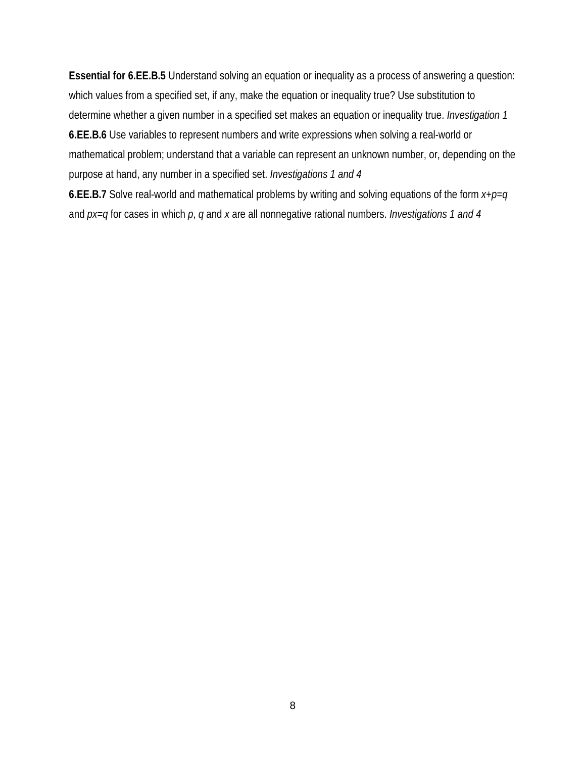**Essential for 6.EE.B.5** Understand solving an equation or inequality as a process of answering a question: which values from a specified set, if any, make the equation or inequality true? Use substitution to determine whether a given number in a specified set makes an equation or inequality true. *Investigation 1*

**6.EE.B.6** Use variables to represent numbers and write expressions when solving a real-world or mathematical problem; understand that a variable can represent an unknown number, or, depending on the purpose at hand, any number in a specified set. *Investigations 1 and 4*

**6.EE.B.7** Solve real-world and mathematical problems by writing and solving equations of the form $x+p=q$ and $px=q$ for cases in which $p$, $q$ and $x$ are all nonnegative rational numbers. *Investigations 1 and 4*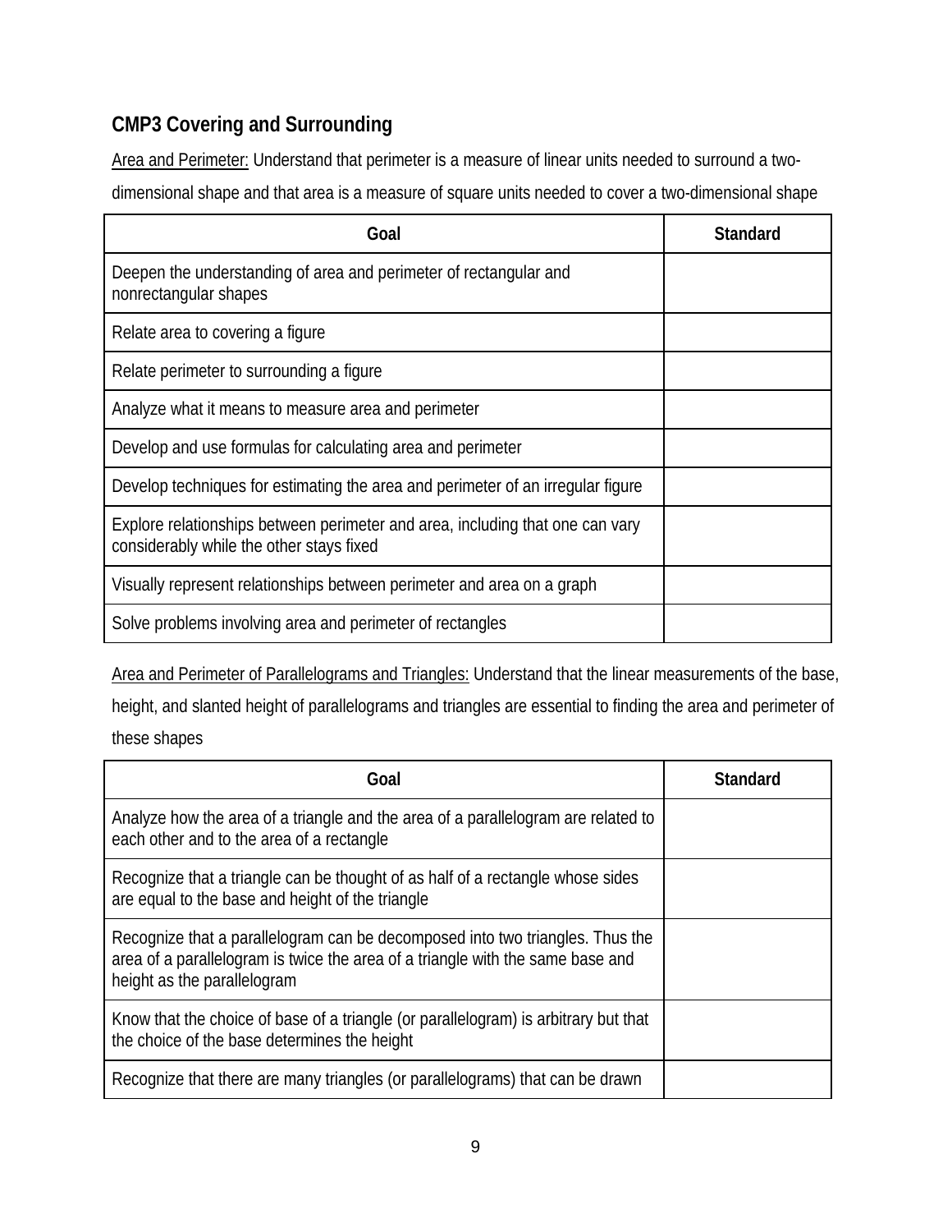## CMP3 Covering and Surrounding

<u>Area and Perimeter:</u> Understand that perimeter is a measure of linear units needed to surround a two-dimensional shape and that area is a measure of square units needed to cover a two-dimensional shape

| Goal | Standard |
|---|---|
| Deepen the understanding of area and perimeter of rectangular and nonrectangular shapes | |
| Relate area to covering a figure | |
| Relate perimeter to surrounding a figure | |
| Analyze what it means to measure area and perimeter | |
| Develop and use formulas for calculating area and perimeter | |
| Develop techniques for estimating the area and perimeter of an irregular figure | |
| Explore relationships between perimeter and area, including that one can vary considerably while the other stays fixed | |
| Visually represent relationships between perimeter and area on a graph | |
| Solve problems involving area and perimeter of rectangles | |

<u>Area and Perimeter of Parallelograms and Triangles:</u> Understand that the linear measurements of the base, height, and slanted height of parallelograms and triangles are essential to finding the area and perimeter of these shapes

| Goal | Standard |
|---|---|
| Analyze how the area of a triangle and the area of a parallelogram are related to each other and to the area of a rectangle | |
| Recognize that a triangle can be thought of as half of a rectangle whose sides are equal to the base and height of the triangle | |
| Recognize that a parallelogram can be decomposed into two triangles. Thus the area of a parallelogram is twice the area of a triangle with the same base and height as the parallelogram | |
| Know that the choice of base of a triangle (or parallelogram) is arbitrary but that the choice of the base determines the height | |
| Recognize that there are many triangles (or parallelograms) that can be drawn | |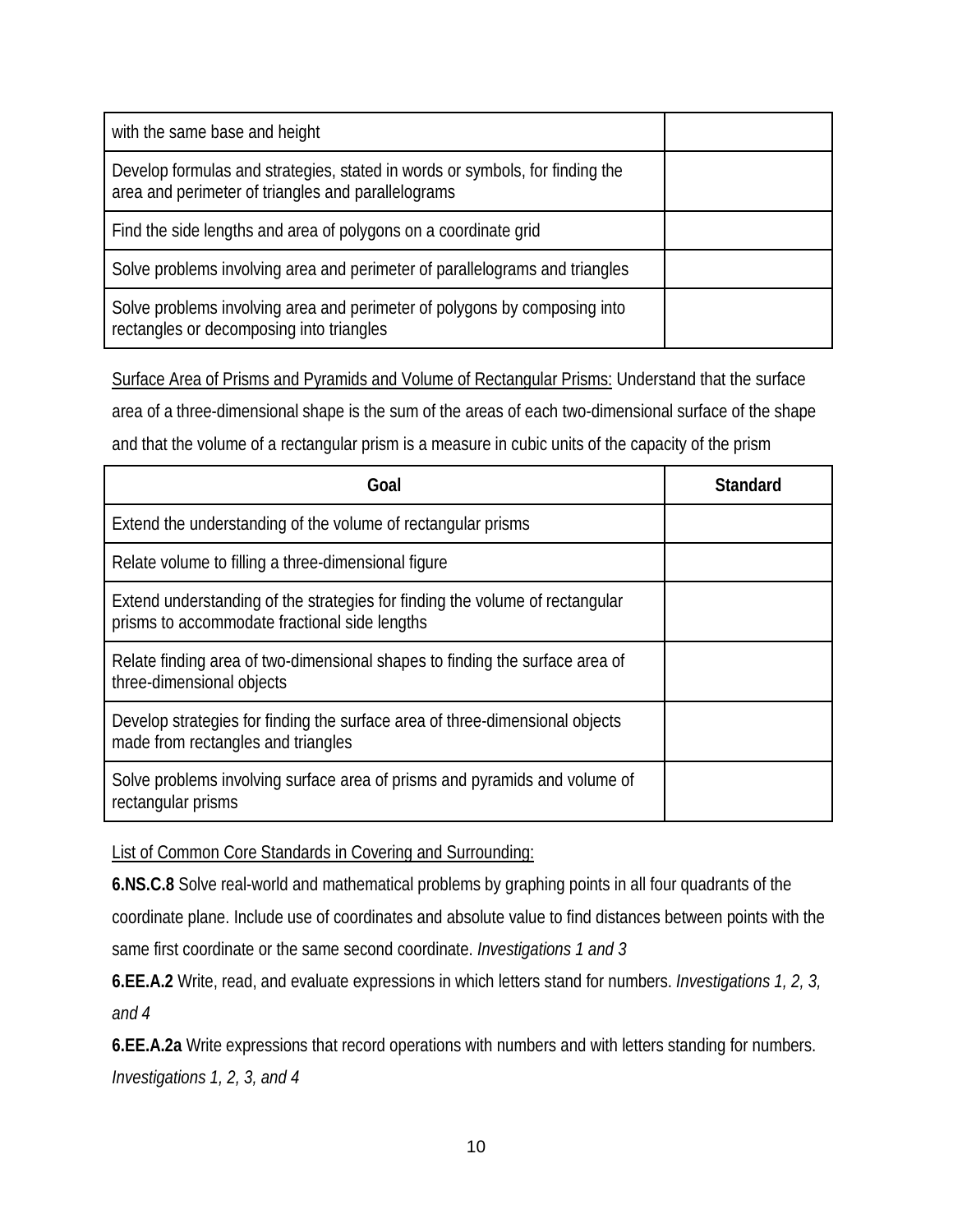| | |
|---|---|
| with the same base and height | |
| Develop formulas and strategies, stated in words or symbols, for finding the area and perimeter of triangles and parallelograms | |
| Find the side lengths and area of polygons on a coordinate grid | |
| Solve problems involving area and perimeter of parallelograms and triangles | |
| Solve problems involving area and perimeter of polygons by composing into rectangles or decomposing into triangles | |

Surface Area of Prisms and Pyramids and Volume of Rectangular Prisms: Understand that the surface area of a three-dimensional shape is the sum of the areas of each two-dimensional surface of the shape and that the volume of a rectangular prism is a measure in cubic units of the capacity of the prism

| Goal | Standard |
|---|---|
| Extend the understanding of the volume of rectangular prisms | |
| Relate volume to filling a three-dimensional figure | |
| Extend understanding of the strategies for finding the volume of rectangular prisms to accommodate fractional side lengths | |
| Relate finding area of two-dimensional shapes to finding the surface area of three-dimensional objects | |
| Develop strategies for finding the surface area of three-dimensional objects made from rectangles and triangles | |
| Solve problems involving surface area of prisms and pyramids and volume of rectangular prisms | |

List of Common Core Standards in Covering and Surrounding:

**6.NS.C.8** Solve real-world and mathematical problems by graphing points in all four quadrants of the coordinate plane. Include use of coordinates and absolute value to find distances between points with the same first coordinate or the same second coordinate. *Investigations 1 and 3*

**6.EE.A.2** Write, read, and evaluate expressions in which letters stand for numbers. *Investigations 1, 2, 3, and 4*

**6.EE.A.2a** Write expressions that record operations with numbers and with letters standing for numbers. *Investigations 1, 2, 3, and 4*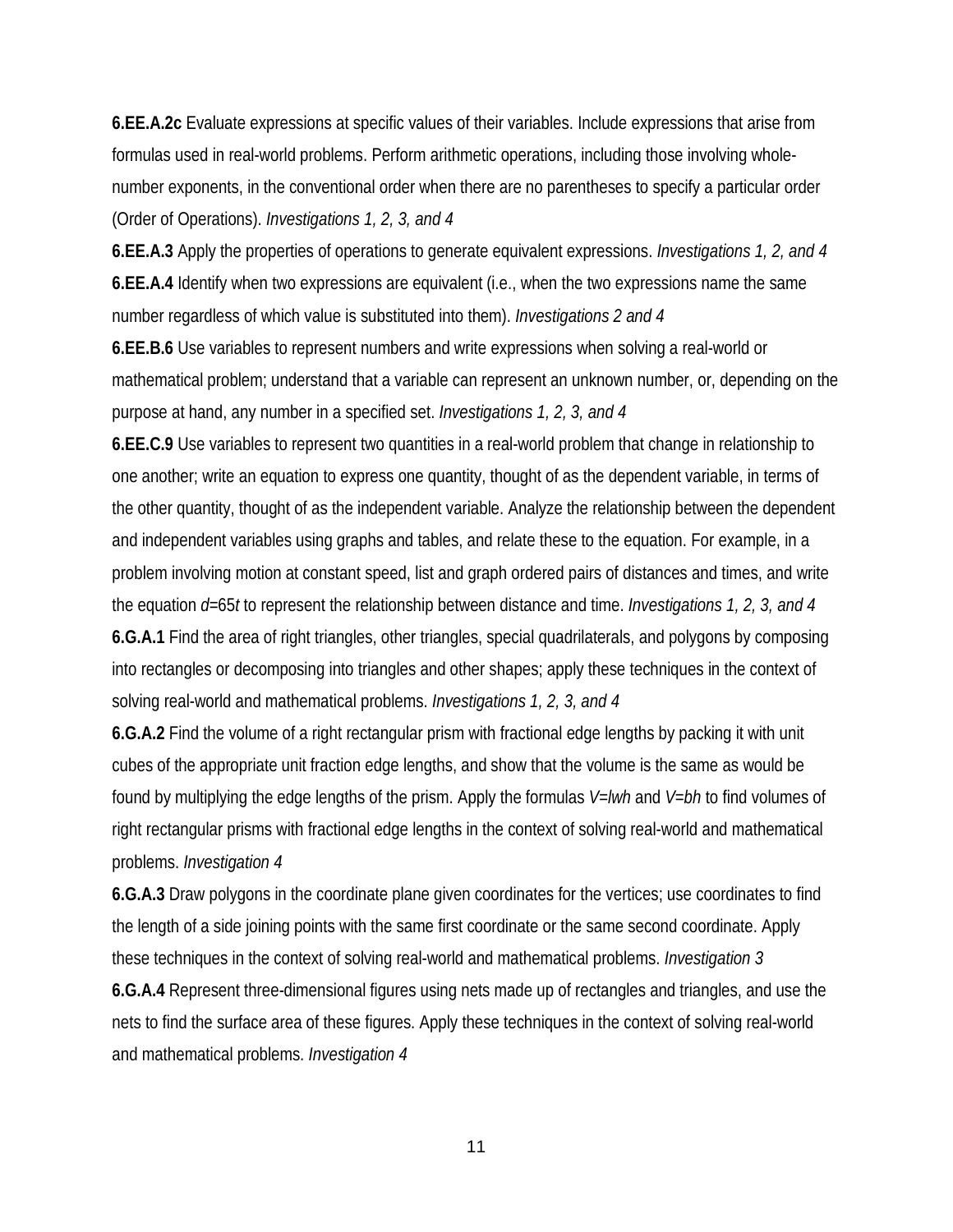**6.EE.A.2c** Evaluate expressions at specific values of their variables. Include expressions that arise from formulas used in real-world problems. Perform arithmetic operations, including those involving whole-number exponents, in the conventional order when there are no parentheses to specify a particular order (Order of Operations). *Investigations 1, 2, 3, and 4*

**6.EE.A.3** Apply the properties of operations to generate equivalent expressions. *Investigations 1, 2, and 4*

**6.EE.A.4** Identify when two expressions are equivalent (i.e., when the two expressions name the same number regardless of which value is substituted into them). *Investigations 2 and 4*

**6.EE.B.6** Use variables to represent numbers and write expressions when solving a real-world or mathematical problem; understand that a variable can represent an unknown number, or, depending on the purpose at hand, any number in a specified set. *Investigations 1, 2, 3, and 4*

**6.EE.C.9** Use variables to represent two quantities in a real-world problem that change in relationship to one another; write an equation to express one quantity, thought of as the dependent variable, in terms of the other quantity, thought of as the independent variable. Analyze the relationship between the dependent and independent variables using graphs and tables, and relate these to the equation. For example, in a problem involving motion at constant speed, list and graph ordered pairs of distances and times, and write the equation $d=65t$ to represent the relationship between distance and time. *Investigations 1, 2, 3, and 4*

**6.G.A.1** Find the area of right triangles, other triangles, special quadrilaterals, and polygons by composing into rectangles or decomposing into triangles and other shapes; apply these techniques in the context of solving real-world and mathematical problems. *Investigations 1, 2, 3, and 4*

**6.G.A.2** Find the volume of a right rectangular prism with fractional edge lengths by packing it with unit cubes of the appropriate unit fraction edge lengths, and show that the volume is the same as would be found by multiplying the edge lengths of the prism. Apply the formulas $V=lwh$ and $V=bh$ to find volumes of right rectangular prisms with fractional edge lengths in the context of solving real-world and mathematical problems. *Investigation 4*

**6.G.A.3** Draw polygons in the coordinate plane given coordinates for the vertices; use coordinates to find the length of a side joining points with the same first coordinate or the same second coordinate. Apply these techniques in the context of solving real-world and mathematical problems. *Investigation 3*

**6.G.A.4** Represent three-dimensional figures using nets made up of rectangles and triangles, and use the nets to find the surface area of these figures. Apply these techniques in the context of solving real-world and mathematical problems. *Investigation 4*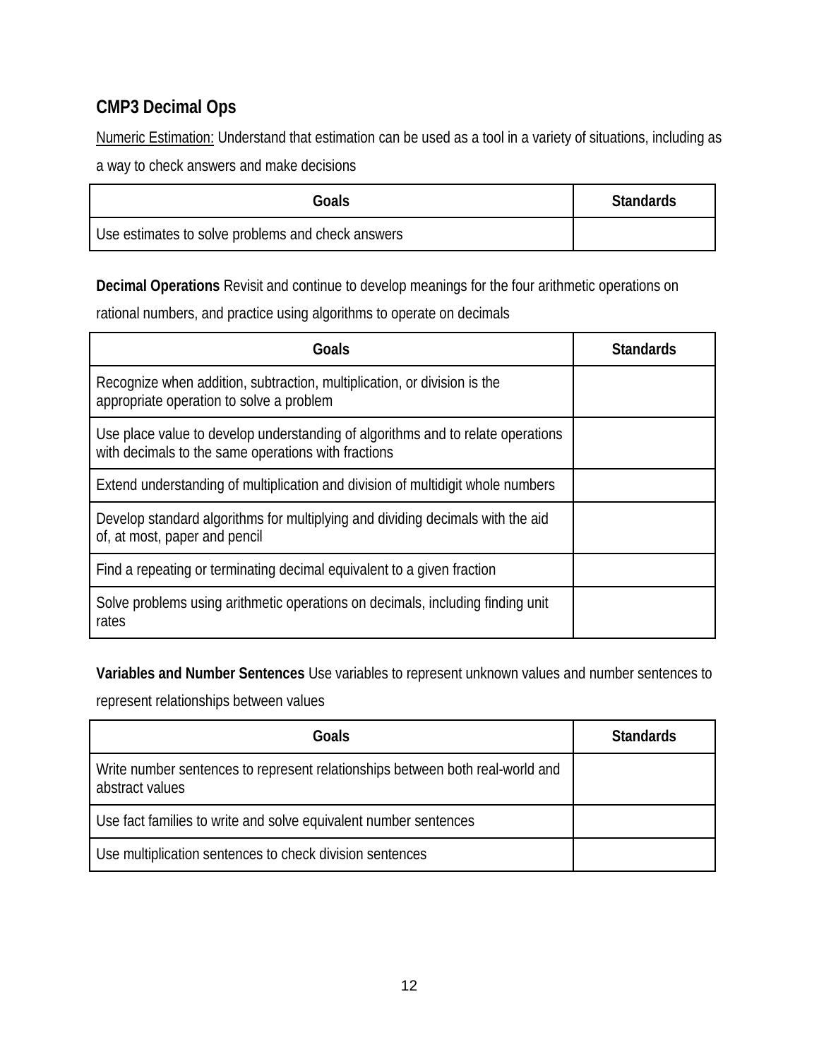## CMP3 Decimal Ops

<u>Numeric Estimation:</u> Understand that estimation can be used as a tool in a variety of situations, including as a way to check answers and make decisions

| Goals | Standards |
|---|---|
| Use estimates to solve problems and check answers | |

**Decimal Operations** Revisit and continue to develop meanings for the four arithmetic operations on rational numbers, and practice using algorithms to operate on decimals

| Goals | Standards |
|---|---|
| Recognize when addition, subtraction, multiplication, or division is the appropriate operation to solve a problem | |
| Use place value to develop understanding of algorithms and to relate operations with decimals to the same operations with fractions | |
| Extend understanding of multiplication and division of multidigit whole numbers | |
| Develop standard algorithms for multiplying and dividing decimals with the aid of, at most, paper and pencil | |
| Find a repeating or terminating decimal equivalent to a given fraction | |
| Solve problems using arithmetic operations on decimals, including finding unit rates | |

**Variables and Number Sentences** Use variables to represent unknown values and number sentences to represent relationships between values

| Goals | Standards |
|---|---|
| Write number sentences to represent relationships between both real-world and abstract values | |
| Use fact families to write and solve equivalent number sentences | |
| Use multiplication sentences to check division sentences | |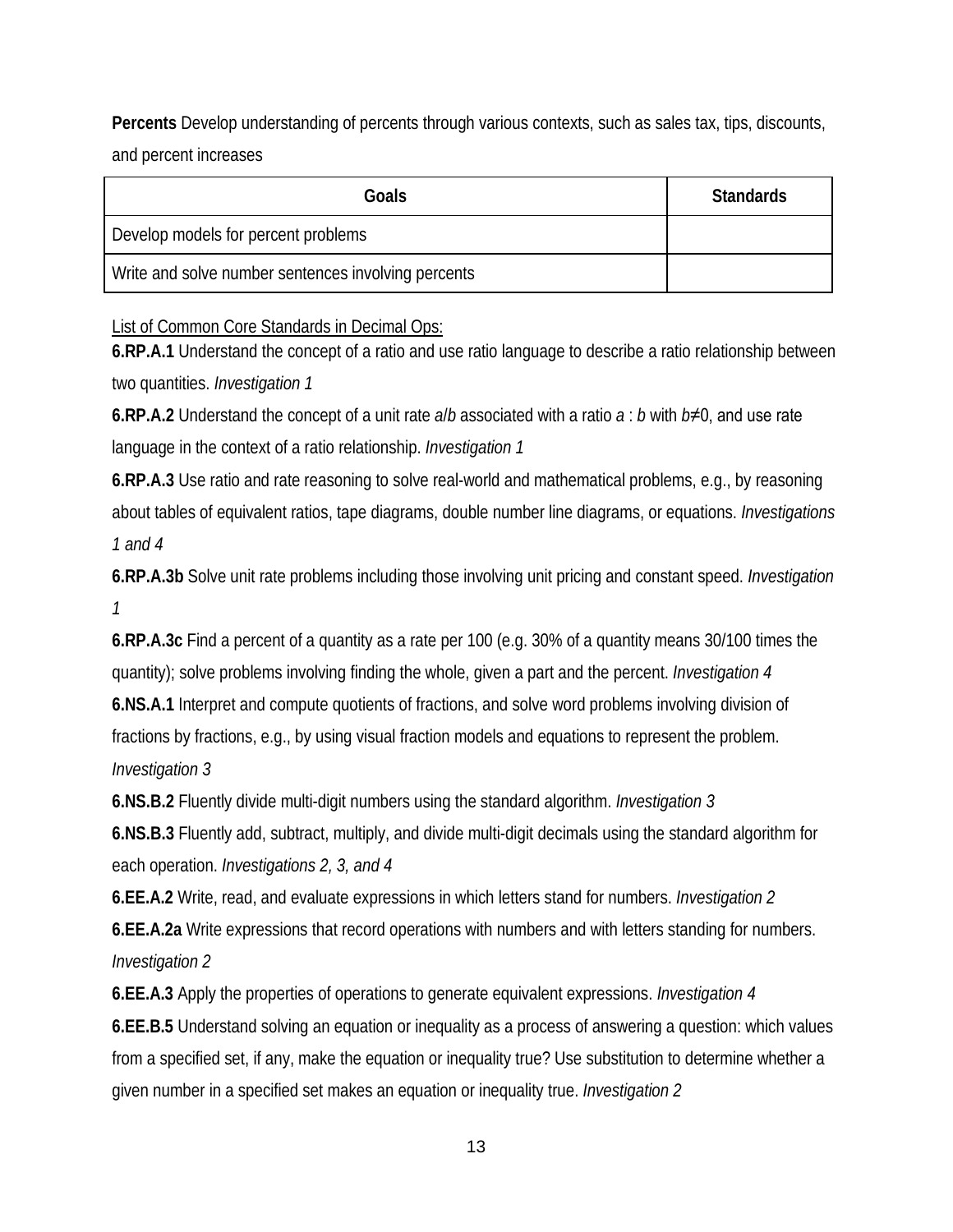**Percents** Develop understanding of percents through various contexts, such as sales tax, tips, discounts, and percent increases

| Goals | Standards |
|---|---|
| Develop models for percent problems | |
| Write and solve number sentences involving percents | |

List of Common Core Standards in Decimal Ops:

**6.RP.A.1** Understand the concept of a ratio and use ratio language to describe a ratio relationship between two quantities. *Investigation 1*

**6.RP.A.2** Understand the concept of a unit rate $a/b$ associated with a ratio $a : b$ with $b \neq 0$, and use rate language in the context of a ratio relationship. *Investigation 1*

**6.RP.A.3** Use ratio and rate reasoning to solve real-world and mathematical problems, e.g., by reasoning about tables of equivalent ratios, tape diagrams, double number line diagrams, or equations. *Investigations 1 and 4*

**6.RP.A.3b** Solve unit rate problems including those involving unit pricing and constant speed. *Investigation 1*

**6.RP.A.3c** Find a percent of a quantity as a rate per 100 (e.g. 30% of a quantity means 30/100 times the quantity); solve problems involving finding the whole, given a part and the percent. *Investigation 4*

**6.NS.A.1** Interpret and compute quotients of fractions, and solve word problems involving division of fractions by fractions, e.g., by using visual fraction models and equations to represent the problem. *Investigation 3*

**6.NS.B.2** Fluently divide multi-digit numbers using the standard algorithm. *Investigation 3*

**6.NS.B.3** Fluently add, subtract, multiply, and divide multi-digit decimals using the standard algorithm for each operation. *Investigations 2, 3, and 4*

**6.EE.A.2** Write, read, and evaluate expressions in which letters stand for numbers. *Investigation 2*

**6.EE.A.2a** Write expressions that record operations with numbers and with letters standing for numbers. *Investigation 2*

**6.EE.A.3** Apply the properties of operations to generate equivalent expressions. *Investigation 4*

**6.EE.B.5** Understand solving an equation or inequality as a process of answering a question: which values from a specified set, if any, make the equation or inequality true? Use substitution to determine whether a given number in a specified set makes an equation or inequality true. *Investigation 2*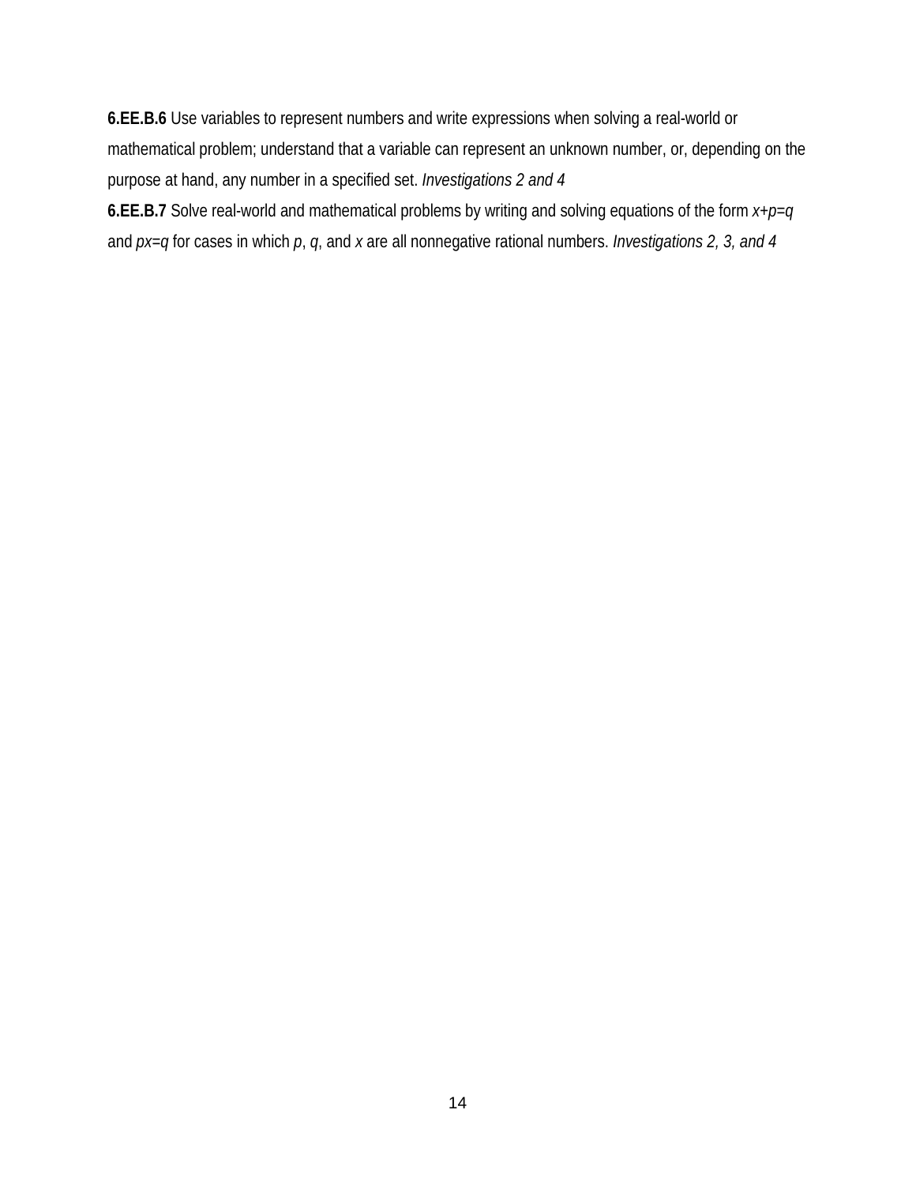**6.EE.B.6** Use variables to represent numbers and write expressions when solving a real-world or mathematical problem; understand that a variable can represent an unknown number, or, depending on the purpose at hand, any number in a specified set. *Investigations 2 and 4*

**6.EE.B.7** Solve real-world and mathematical problems by writing and solving equations of the form $x+p=q$ and $px=q$ for cases in which $p$, $q$, and $x$ are all nonnegative rational numbers. *Investigations 2, 3, and 4*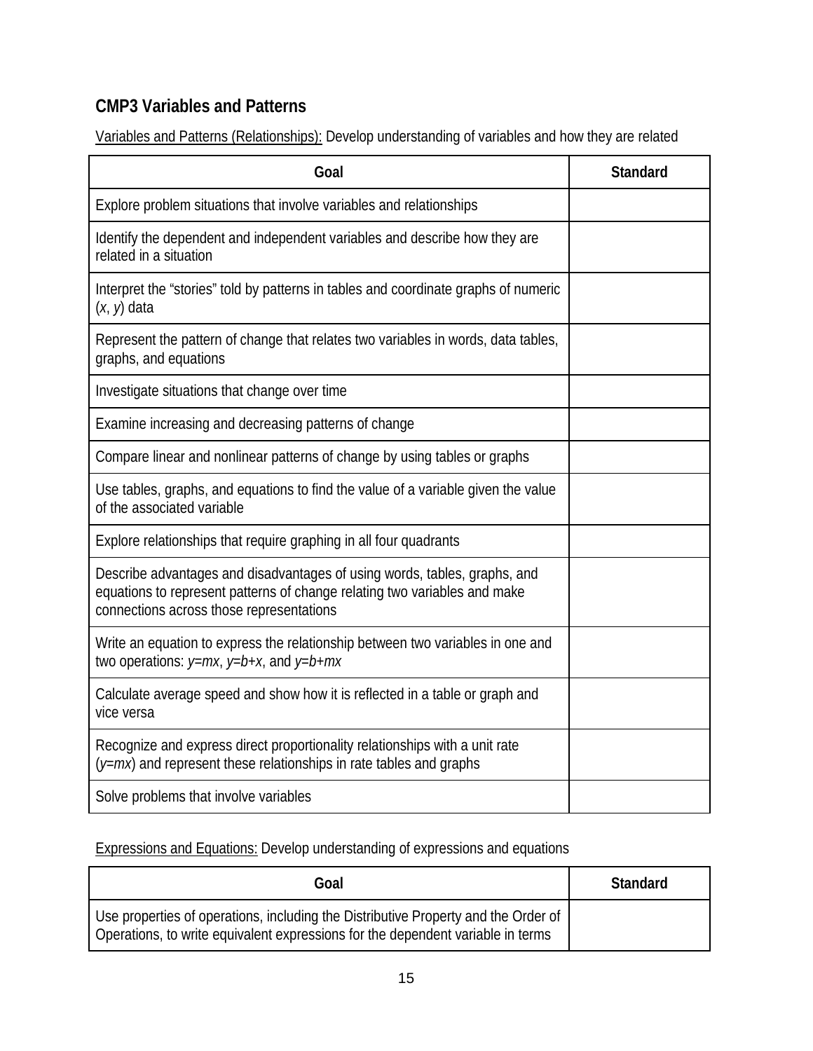## CMP3 Variables and Patterns

<u>Variables and Patterns (Relationships):</u> Develop understanding of variables and how they are related

| Goal | Standard |
|---|---|
| Explore problem situations that involve variables and relationships | |
| Identify the dependent and independent variables and describe how they are related in a situation | |
| Interpret the "stories" told by patterns in tables and coordinate graphs of numeric ($x$, $y$) data | |
| Represent the pattern of change that relates two variables in words, data tables, graphs, and equations | |
| Investigate situations that change over time | |
| Examine increasing and decreasing patterns of change | |
| Compare linear and nonlinear patterns of change by using tables or graphs | |
| Use tables, graphs, and equations to find the value of a variable given the value of the associated variable | |
| Explore relationships that require graphing in all four quadrants | |
| Describe advantages and disadvantages of using words, tables, graphs, and equations to represent patterns of change relating two variables and make connections across those representations | |
| Write an equation to express the relationship between two variables in one and two operations: $y=mx$, $y=b+x$, and $y=b+mx$ | |
| Calculate average speed and show how it is reflected in a table or graph and vice versa | |
| Recognize and express direct proportionality relationships with a unit rate ($y=mx$) and represent these relationships in rate tables and graphs | |
| Solve problems that involve variables | |

<u>Expressions and Equations:</u> Develop understanding of expressions and equations

| Goal | Standard |
|---|---|
| Use properties of operations, including the Distributive Property and the Order of Operations, to write equivalent expressions for the dependent variable in terms | |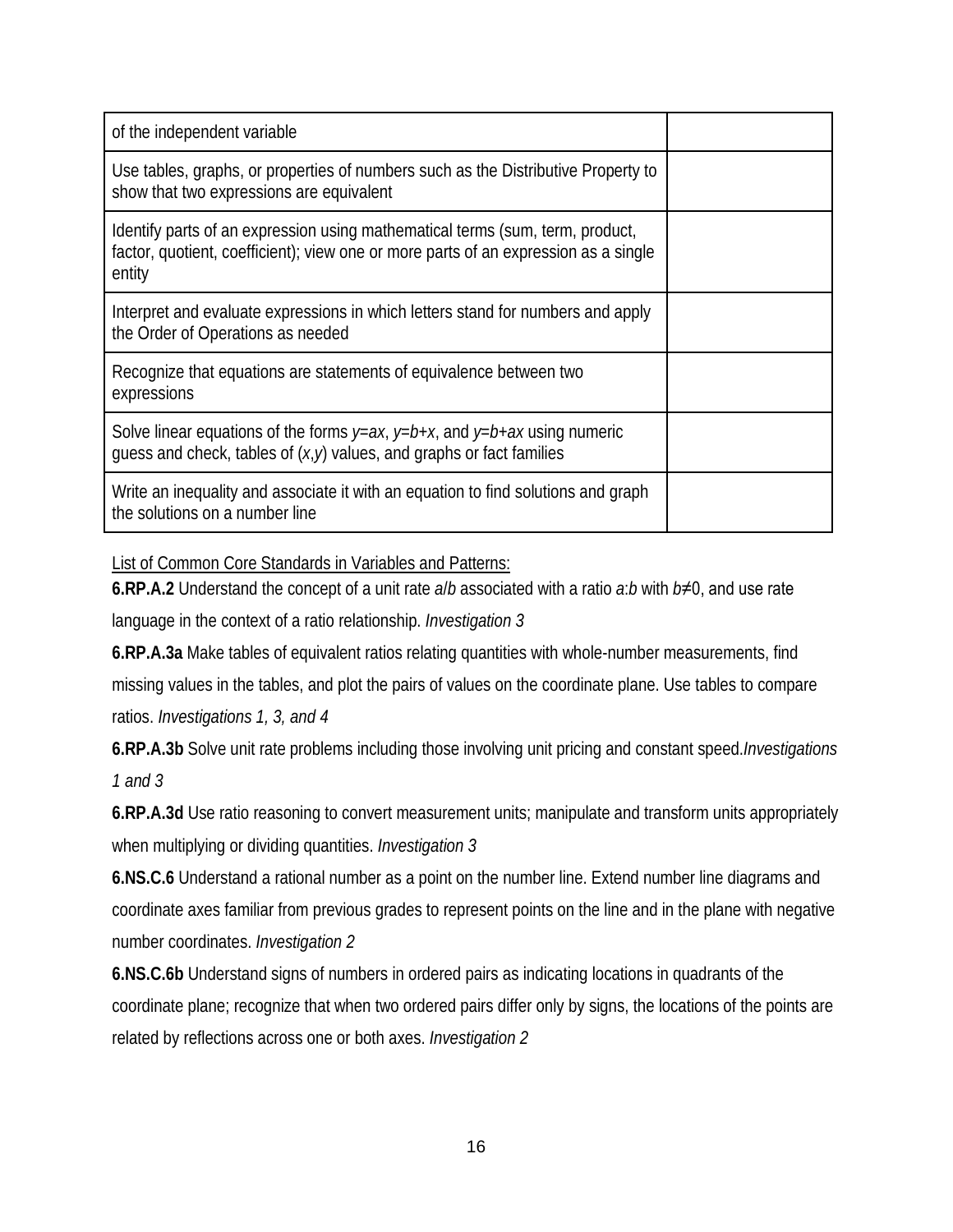| | |
|---|---|
| of the independent variable | |
| Use tables, graphs, or properties of numbers such as the Distributive Property to show that two expressions are equivalent | |
| Identify parts of an expression using mathematical terms (sum, term, product, factor, quotient, coefficient); view one or more parts of an expression as a single entity | |
| Interpret and evaluate expressions in which letters stand for numbers and apply the Order of Operations as needed | |
| Recognize that equations are statements of equivalence between two expressions | |
| Solve linear equations of the forms $y=ax$, $y=b+x$, and $y=b+ax$ using numeric guess and check, tables of $(x,y)$ values, and graphs or fact families | |
| Write an inequality and associate it with an equation to find solutions and graph the solutions on a number line | |

List of Common Core Standards in Variables and Patterns:

**6.RP.A.2** Understand the concept of a unit rate $a/b$ associated with a ratio $a:b$ with $b\neq 0$, and use rate language in the context of a ratio relationship. *Investigation 3*

**6.RP.A.3a** Make tables of equivalent ratios relating quantities with whole-number measurements, find missing values in the tables, and plot the pairs of values on the coordinate plane. Use tables to compare ratios. *Investigations 1, 3, and 4*

**6.RP.A.3b** Solve unit rate problems including those involving unit pricing and constant speed.*Investigations 1 and 3*

**6.RP.A.3d** Use ratio reasoning to convert measurement units; manipulate and transform units appropriately when multiplying or dividing quantities. *Investigation 3*

**6.NS.C.6** Understand a rational number as a point on the number line. Extend number line diagrams and coordinate axes familiar from previous grades to represent points on the line and in the plane with negative number coordinates. *Investigation 2*

**6.NS.C.6b** Understand signs of numbers in ordered pairs as indicating locations in quadrants of the coordinate plane; recognize that when two ordered pairs differ only by signs, the locations of the points are related by reflections across one or both axes. *Investigation 2*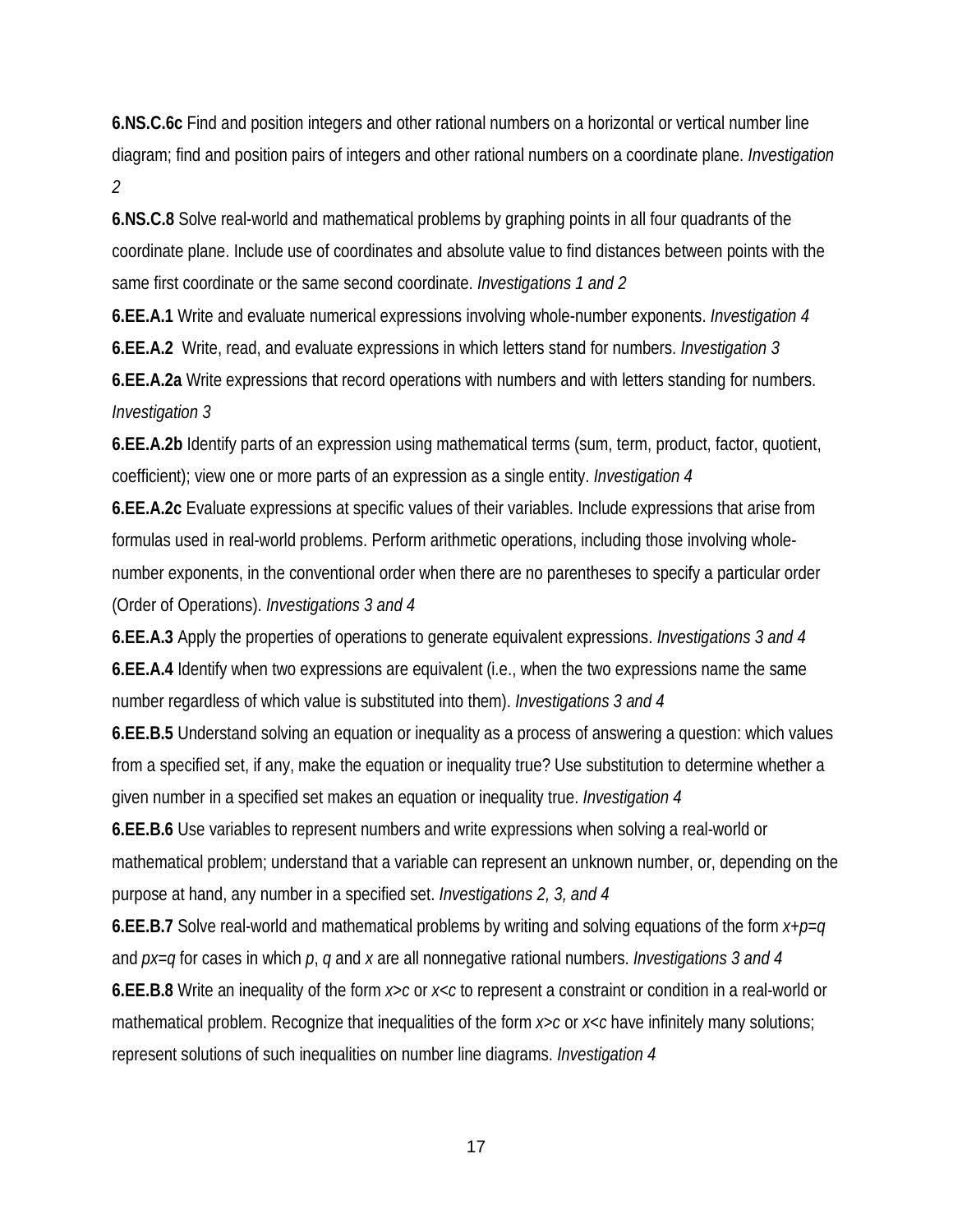**6.NS.C.6c** Find and position integers and other rational numbers on a horizontal or vertical number line diagram; find and position pairs of integers and other rational numbers on a coordinate plane. *Investigation 2*

**6.NS.C.8** Solve real-world and mathematical problems by graphing points in all four quadrants of the coordinate plane. Include use of coordinates and absolute value to find distances between points with the same first coordinate or the same second coordinate. *Investigations 1 and 2*

**6.EE.A.1** Write and evaluate numerical expressions involving whole-number exponents. *Investigation 4*

**6.EE.A.2** Write, read, and evaluate expressions in which letters stand for numbers. *Investigation 3*

**6.EE.A.2a** Write expressions that record operations with numbers and with letters standing for numbers. *Investigation 3*

**6.EE.A.2b** Identify parts of an expression using mathematical terms (sum, term, product, factor, quotient, coefficient); view one or more parts of an expression as a single entity. *Investigation 4*

**6.EE.A.2c** Evaluate expressions at specific values of their variables. Include expressions that arise from formulas used in real-world problems. Perform arithmetic operations, including those involving whole-number exponents, in the conventional order when there are no parentheses to specify a particular order (Order of Operations). *Investigations 3 and 4*

**6.EE.A.3** Apply the properties of operations to generate equivalent expressions. *Investigations 3 and 4*

**6.EE.A.4** Identify when two expressions are equivalent (i.e., when the two expressions name the same number regardless of which value is substituted into them). *Investigations 3 and 4*

**6.EE.B.5** Understand solving an equation or inequality as a process of answering a question: which values from a specified set, if any, make the equation or inequality true? Use substitution to determine whether a given number in a specified set makes an equation or inequality true. *Investigation 4*

**6.EE.B.6** Use variables to represent numbers and write expressions when solving a real-world or mathematical problem; understand that a variable can represent an unknown number, or, depending on the purpose at hand, any number in a specified set. *Investigations 2, 3, and 4*

**6.EE.B.7** Solve real-world and mathematical problems by writing and solving equations of the form $x+p=q$ and $px=q$ for cases in which $p$, $q$ and $x$ are all nonnegative rational numbers. *Investigations 3 and 4*

**6.EE.B.8** Write an inequality of the form $x>c$ or $x<c$ to represent a constraint or condition in a real-world or mathematical problem. Recognize that inequalities of the form $x>c$ or $x<c$ have infinitely many solutions; represent solutions of such inequalities on number line diagrams. *Investigation 4*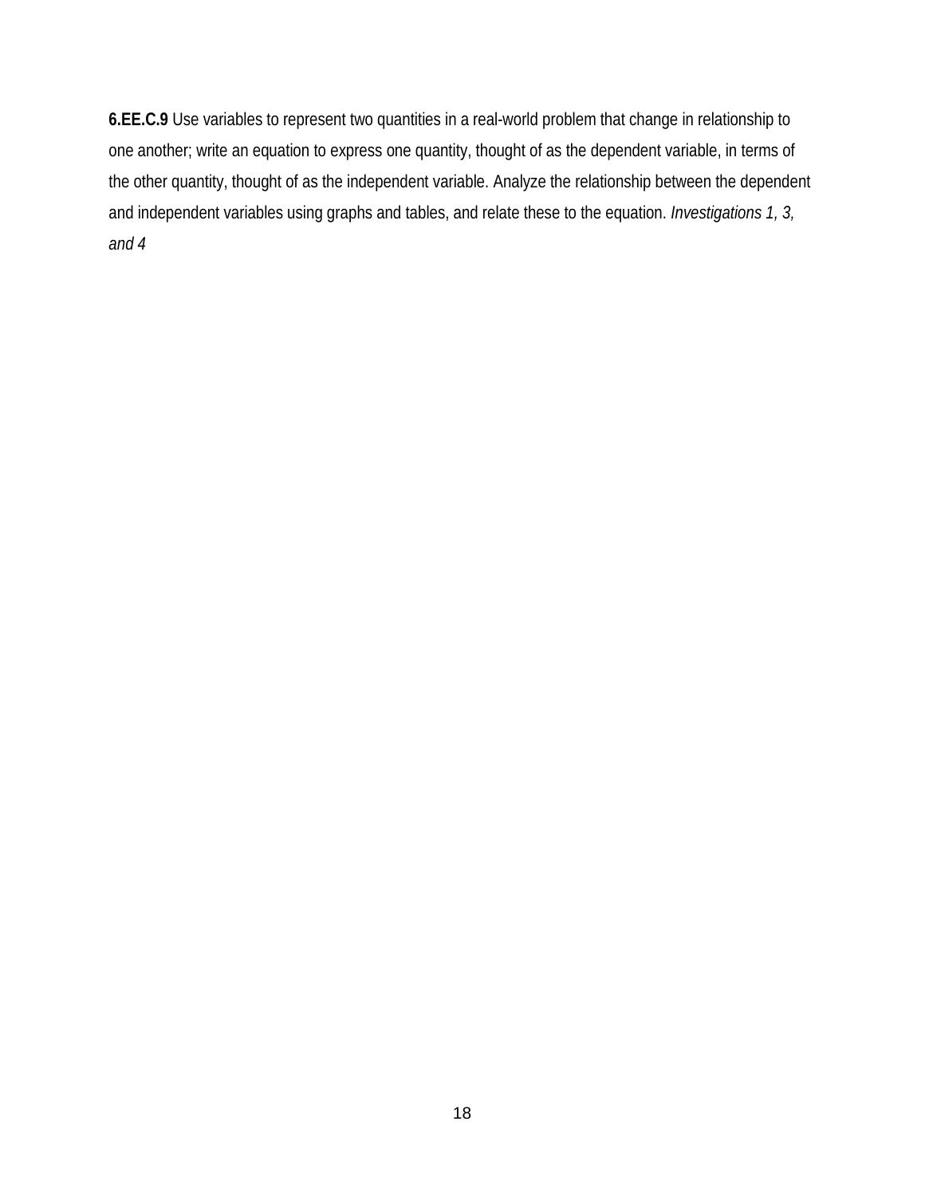**6.EE.C.9** Use variables to represent two quantities in a real-world problem that change in relationship to one another; write an equation to express one quantity, thought of as the dependent variable, in terms of the other quantity, thought of as the independent variable. Analyze the relationship between the dependent and independent variables using graphs and tables, and relate these to the equation. *Investigations 1, 3, and 4*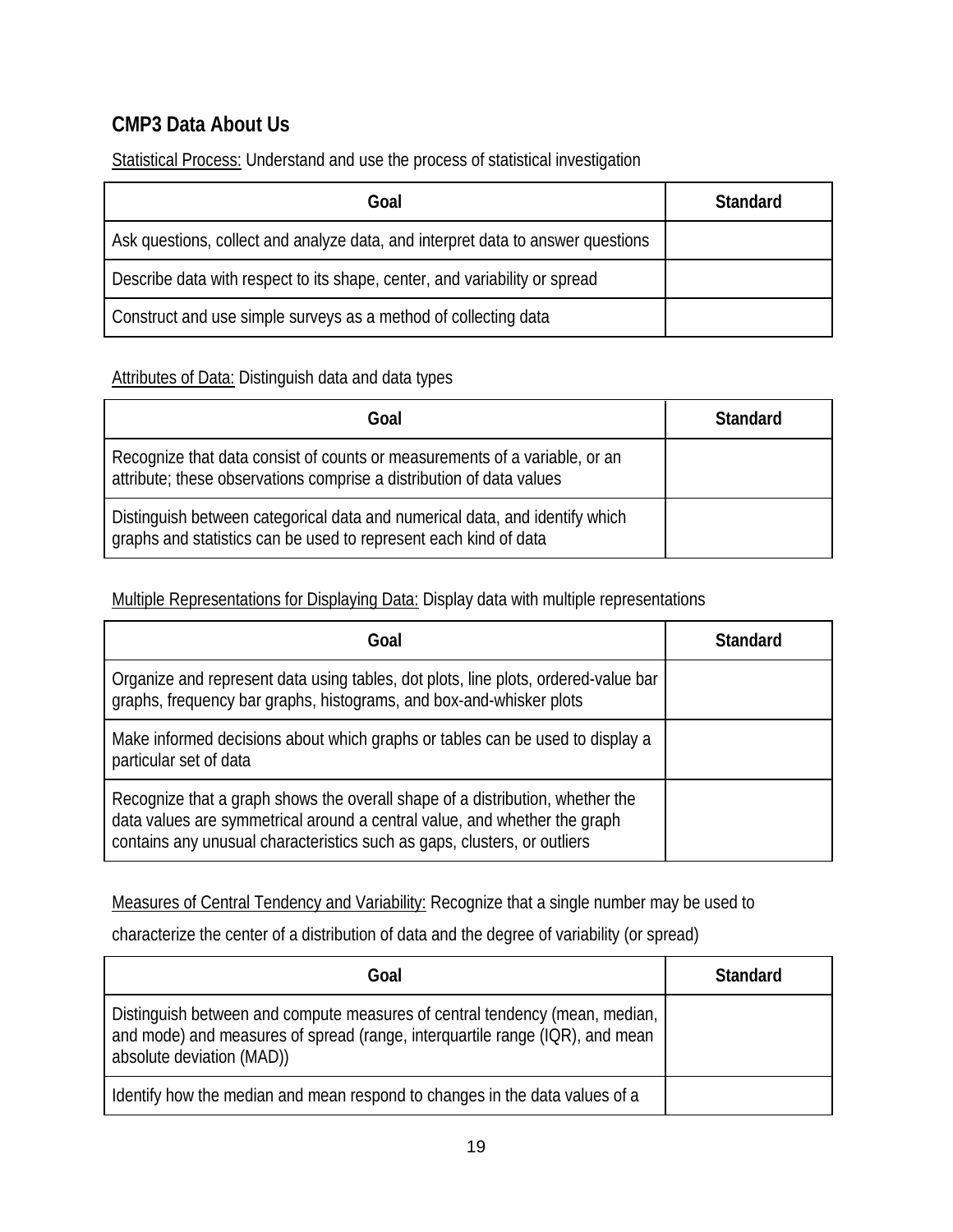## CMP3 Data About Us

Statistical Process: Understand and use the process of statistical investigation

| Goal | Standard |
| --- | --- |
| Ask questions, collect and analyze data, and interpret data to answer questions | |
| Describe data with respect to its shape, center, and variability or spread | |
| Construct and use simple surveys as a method of collecting data | |

Attributes of Data: Distinguish data and data types

| Goal | Standard |
| --- | --- |
| Recognize that data consist of counts or measurements of a variable, or an attribute; these observations comprise a distribution of data values | |
| Distinguish between categorical data and numerical data, and identify which graphs and statistics can be used to represent each kind of data | |

Multiple Representations for Displaying Data: Display data with multiple representations

| Goal | Standard |
| --- | --- |
| Organize and represent data using tables, dot plots, line plots, ordered-value bar graphs, frequency bar graphs, histograms, and box-and-whisker plots | |
| Make informed decisions about which graphs or tables can be used to display a particular set of data | |
| Recognize that a graph shows the overall shape of a distribution, whether the data values are symmetrical around a central value, and whether the graph contains any unusual characteristics such as gaps, clusters, or outliers | |

Measures of Central Tendency and Variability: Recognize that a single number may be used to characterize the center of a distribution of data and the degree of variability (or spread)

| Goal | Standard |
| --- | --- |
| Distinguish between and compute measures of central tendency (mean, median, and mode) and measures of spread (range, interquartile range (IQR), and mean absolute deviation (MAD)) | |
| Identify how the median and mean respond to changes in the data values of a | |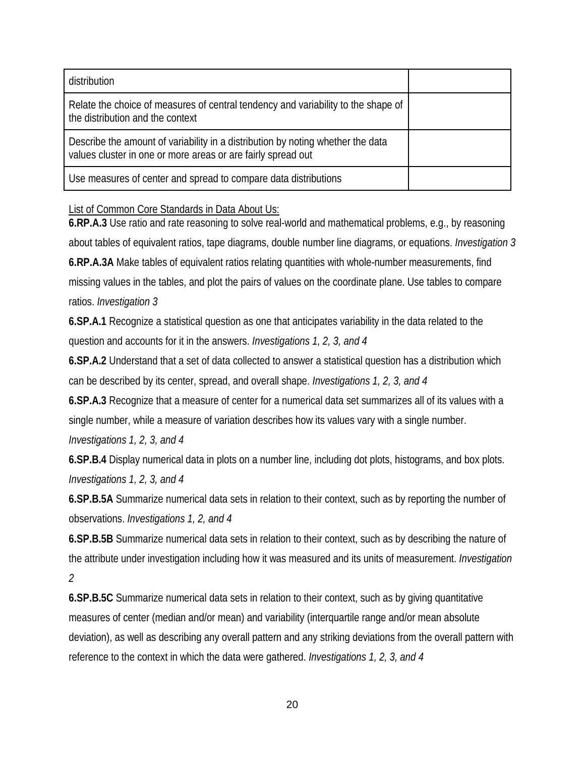| | |
|---|---|
| distribution | |
| Relate the choice of measures of central tendency and variability to the shape of the distribution and the context | |
| Describe the amount of variability in a distribution by noting whether the data values cluster in one or more areas or are fairly spread out | |
| Use measures of center and spread to compare data distributions | |

List of Common Core Standards in Data About Us:

**6.RP.A.3** Use ratio and rate reasoning to solve real-world and mathematical problems, e.g., by reasoning about tables of equivalent ratios, tape diagrams, double number line diagrams, or equations. *Investigation 3*

**6.RP.A.3A** Make tables of equivalent ratios relating quantities with whole-number measurements, find missing values in the tables, and plot the pairs of values on the coordinate plane. Use tables to compare ratios. *Investigation 3*

**6.SP.A.1** Recognize a statistical question as one that anticipates variability in the data related to the question and accounts for it in the answers. *Investigations 1, 2, 3, and 4*

**6.SP.A.2** Understand that a set of data collected to answer a statistical question has a distribution which can be described by its center, spread, and overall shape. *Investigations 1, 2, 3, and 4*

**6.SP.A.3** Recognize that a measure of center for a numerical data set summarizes all of its values with a single number, while a measure of variation describes how its values vary with a single number. *Investigations 1, 2, 3, and 4*

**6.SP.B.4** Display numerical data in plots on a number line, including dot plots, histograms, and box plots. *Investigations 1, 2, 3, and 4*

**6.SP.B.5A** Summarize numerical data sets in relation to their context, such as by reporting the number of observations. *Investigations 1, 2, and 4*

**6.SP.B.5B** Summarize numerical data sets in relation to their context, such as by describing the nature of the attribute under investigation including how it was measured and its units of measurement. *Investigation 2*

**6.SP.B.5C** Summarize numerical data sets in relation to their context, such as by giving quantitative measures of center (median and/or mean) and variability (interquartile range and/or mean absolute deviation), as well as describing any overall pattern and any striking deviations from the overall pattern with reference to the context in which the data were gathered. *Investigations 1, 2, 3, and 4*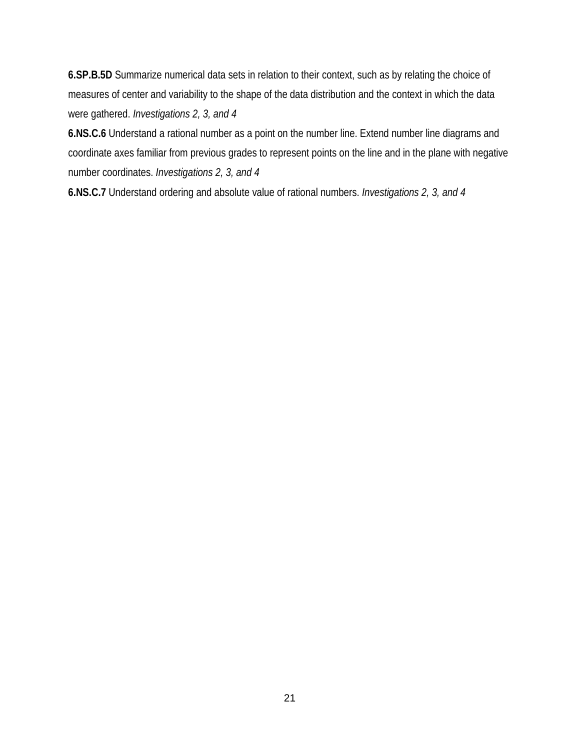**6.SP.B.5D** Summarize numerical data sets in relation to their context, such as by relating the choice of measures of center and variability to the shape of the data distribution and the context in which the data were gathered. *Investigations 2, 3, and 4*

**6.NS.C.6** Understand a rational number as a point on the number line. Extend number line diagrams and coordinate axes familiar from previous grades to represent points on the line and in the plane with negative number coordinates. *Investigations 2, 3, and 4*

**6.NS.C.7** Understand ordering and absolute value of rational numbers. *Investigations 2, 3, and 4*